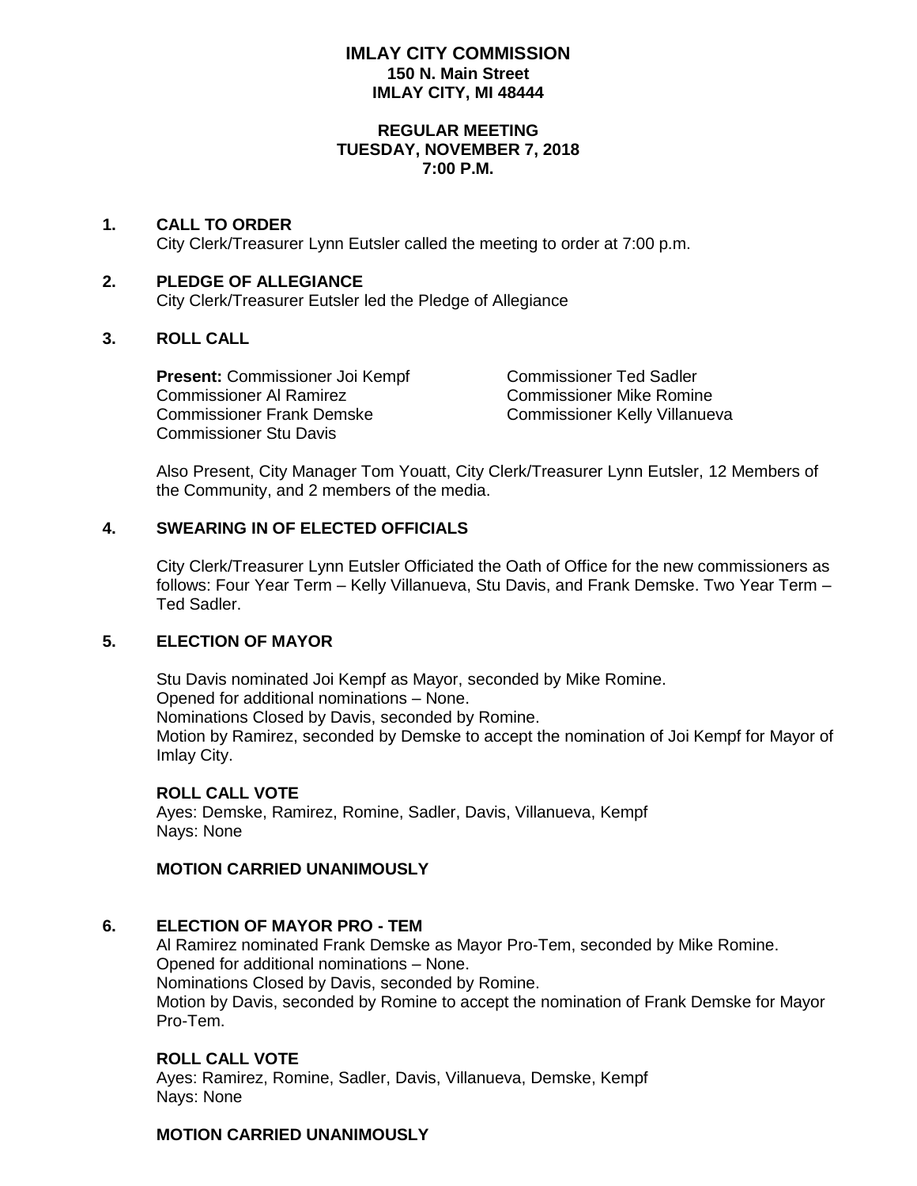# IMLAY CITY COMMISSION
**150 N. Main Street**
**IMLAY CITY, MI 48444**

**REGULAR MEETING**
**TUESDAY, NOVEMBER 7, 2018**
**7:00 P.M.**

## 1. CALL TO ORDER

City Clerk/Treasurer Lynn Eutsler called the meeting to order at 7:00 p.m.

## 2. PLEDGE OF ALLEGIANCE

City Clerk/Treasurer Eutsler led the Pledge of Allegiance

## 3. ROLL CALL

**Present:** Commissioner Joi Kempf
Commissioner Al Ramirez
Commissioner Frank Demske
Commissioner Stu Davis
Commissioner Ted Sadler
Commissioner Mike Romine
Commissioner Kelly Villanueva

Also Present, City Manager Tom Youatt, City Clerk/Treasurer Lynn Eutsler, 12 Members of the Community, and 2 members of the media.

## 4. SWEARING IN OF ELECTED OFFICIALS

City Clerk/Treasurer Lynn Eutsler Officiated the Oath of Office for the new commissioners as follows: Four Year Term – Kelly Villanueva, Stu Davis, and Frank Demske. Two Year Term – Ted Sadler.

## 5. ELECTION OF MAYOR

Stu Davis nominated Joi Kempf as Mayor, seconded by Mike Romine.
Opened for additional nominations – None.
Nominations Closed by Davis, seconded by Romine.
Motion by Ramirez, seconded by Demske to accept the nomination of Joi Kempf for Mayor of Imlay City.

**ROLL CALL VOTE**
Ayes: Demske, Ramirez, Romine, Sadler, Davis, Villanueva, Kempf
Nays: None

**MOTION CARRIED UNANIMOUSLY**

## 6. ELECTION OF MAYOR PRO - TEM

Al Ramirez nominated Frank Demske as Mayor Pro-Tem, seconded by Mike Romine.
Opened for additional nominations – None.
Nominations Closed by Davis, seconded by Romine.
Motion by Davis, seconded by Romine to accept the nomination of Frank Demske for Mayor Pro-Tem.

**ROLL CALL VOTE**
Ayes: Ramirez, Romine, Sadler, Davis, Villanueva, Demske, Kempf
Nays: None

**MOTION CARRIED UNANIMOUSLY**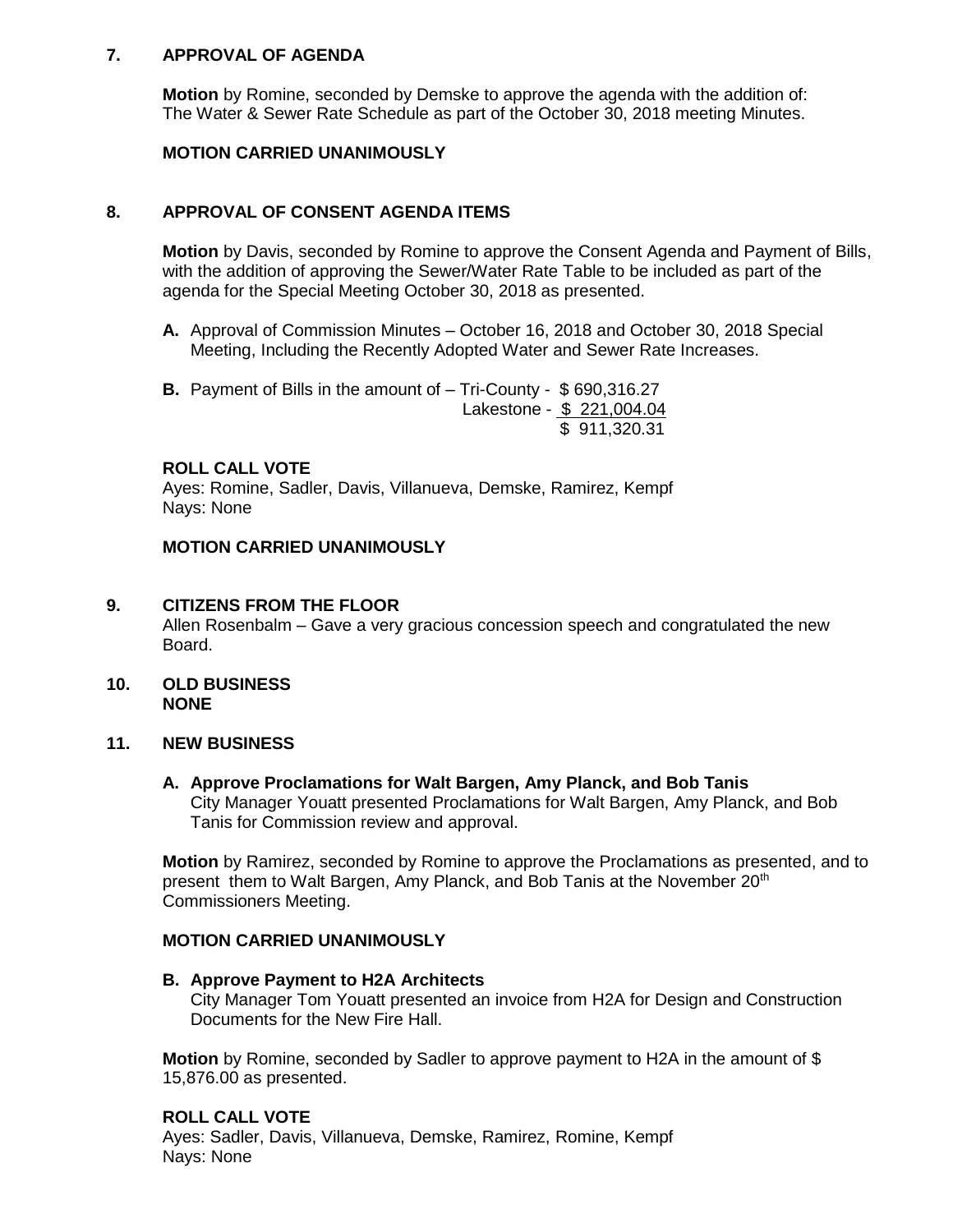## 7. APPROVAL OF AGENDA

**Motion** by Romine, seconded by Demske to approve the agenda with the addition of: The Water & Sewer Rate Schedule as part of the October 30, 2018 meeting Minutes.

**MOTION CARRIED UNANIMOUSLY**

## 8. APPROVAL OF CONSENT AGENDA ITEMS

**Motion** by Davis, seconded by Romine to approve the Consent Agenda and Payment of Bills, with the addition of approving the Sewer/Water Rate Table to be included as part of the agenda for the Special Meeting October 30, 2018 as presented.

**A.** Approval of Commission Minutes – October 16, 2018 and October 30, 2018 Special Meeting, Including the Recently Adopted Water and Sewer Rate Increases.

**B.** Payment of Bills in the amount of – Tri-County - $ 690,316.27
Lakestone - $ 221,004.04
$ 911,320.31

**ROLL CALL VOTE**
Ayes: Romine, Sadler, Davis, Villanueva, Demske, Ramirez, Kempf
Nays: None

**MOTION CARRIED UNANIMOUSLY**

## 9. CITIZENS FROM THE FLOOR

Allen Rosenbalm – Gave a very gracious concession speech and congratulated the new Board.

## 10. OLD BUSINESS
**NONE**

## 11. NEW BUSINESS

**A. Approve Proclamations for Walt Bargen, Amy Planck, and Bob Tanis**
City Manager Youatt presented Proclamations for Walt Bargen, Amy Planck, and Bob Tanis for Commission review and approval.

**Motion** by Ramirez, seconded by Romine to approve the Proclamations as presented, and to present them to Walt Bargen, Amy Planck, and Bob Tanis at the November 20th Commissioners Meeting.

**MOTION CARRIED UNANIMOUSLY**

**B. Approve Payment to H2A Architects**
City Manager Tom Youatt presented an invoice from H2A for Design and Construction Documents for the New Fire Hall.

**Motion** by Romine, seconded by Sadler to approve payment to H2A in the amount of $ 15,876.00 as presented.

**ROLL CALL VOTE**
Ayes: Sadler, Davis, Villanueva, Demske, Ramirez, Romine, Kempf
Nays: None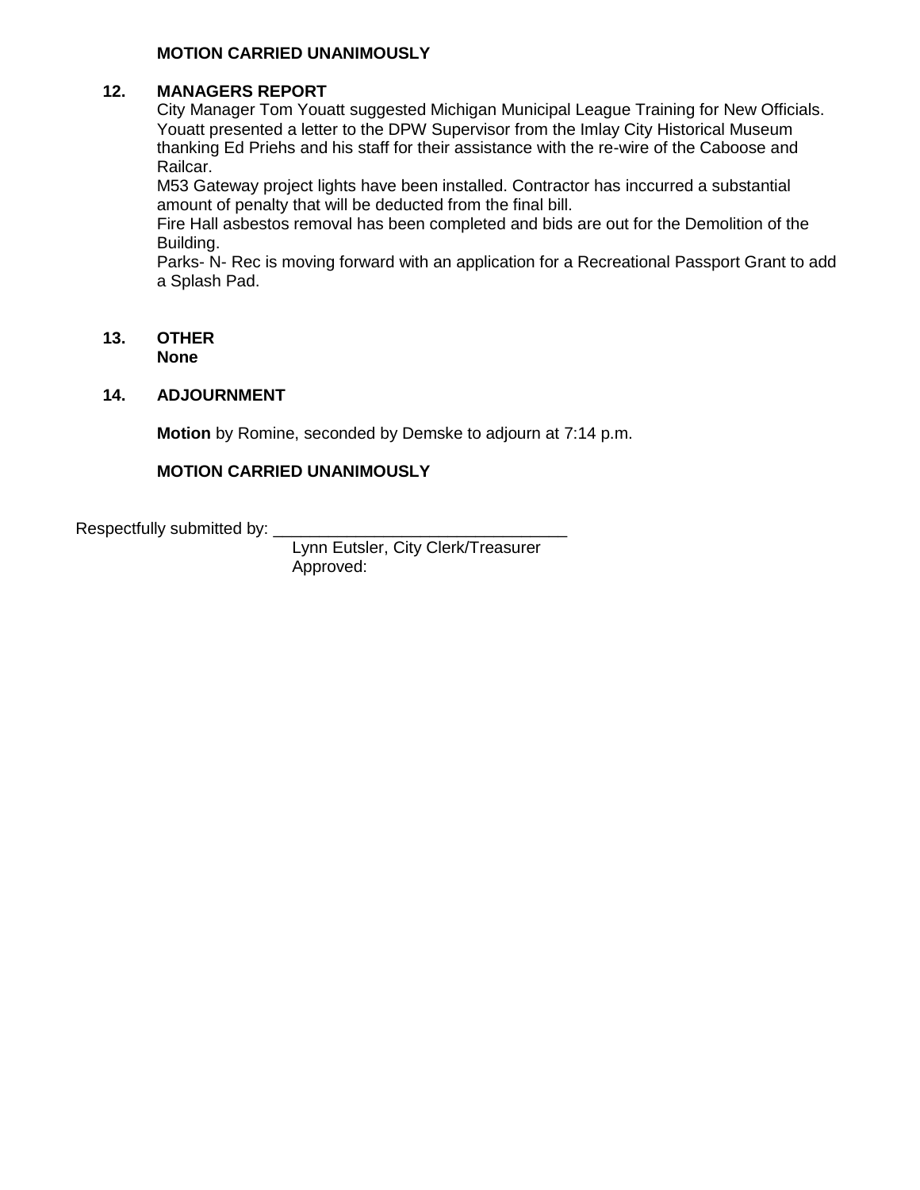**MOTION CARRIED UNANIMOUSLY**

**12. MANAGERS REPORT**

City Manager Tom Youatt suggested Michigan Municipal League Training for New Officials. Youatt presented a letter to the DPW Supervisor from the Imlay City Historical Museum thanking Ed Priehs and his staff for their assistance with the re-wire of the Caboose and Railcar.

M53 Gateway project lights have been installed. Contractor has inccurred a substantial amount of penalty that will be deducted from the final bill.

Fire Hall asbestos removal has been completed and bids are out for the Demolition of the Building.

Parks- N- Rec is moving forward with an application for a Recreational Passport Grant to add a Splash Pad.

**13. OTHER**

**None**

**14. ADJOURNMENT**

**Motion** by Romine, seconded by Demske to adjourn at 7:14 p.m.

**MOTION CARRIED UNANIMOUSLY**

Respectfully submitted by: ________________________________

Lynn Eutsler, City Clerk/Treasurer

Approved: